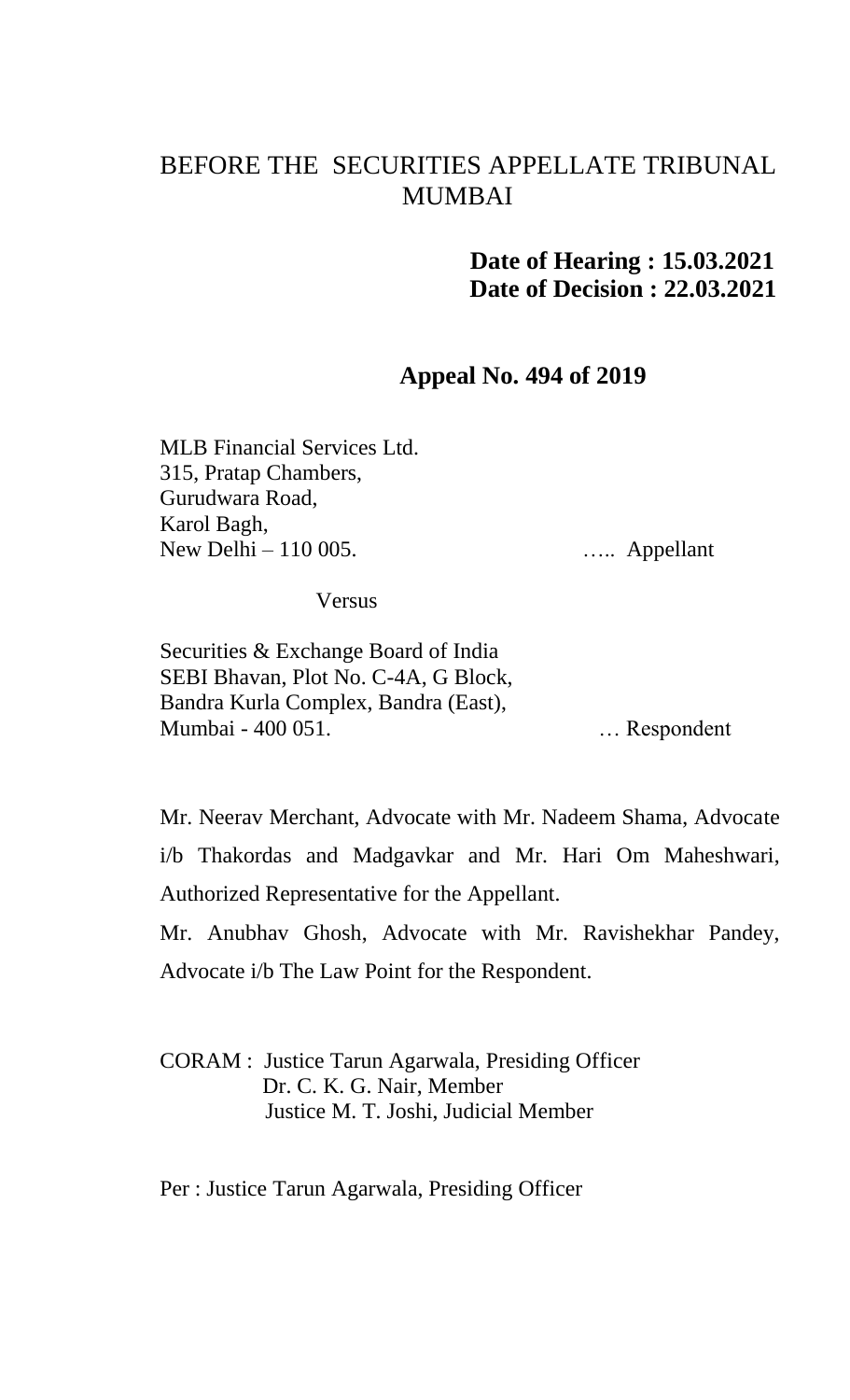# BEFORE THE SECURITIES APPELLATE TRIBUNAL MUMBAI

**Date of Hearing : 15.03.2021**
**Date of Decision : 22.03.2021**

## Appeal No. 494 of 2019

MLB Financial Services Ltd.
315, Pratap Chambers,
Gurudwara Road,
Karol Bagh,
New Delhi – 110 005. ….. Appellant

Versus

Securities & Exchange Board of India
SEBI Bhavan, Plot No. C-4A, G Block,
Bandra Kurla Complex, Bandra (East),
Mumbai - 400 051. … Respondent

Mr. Neerav Merchant, Advocate with Mr. Nadeem Shama, Advocate i/b Thakordas and Madgavkar and Mr. Hari Om Maheshwari, Authorized Representative for the Appellant.

Mr. Anubhav Ghosh, Advocate with Mr. Ravishekhar Pandey, Advocate i/b The Law Point for the Respondent.

CORAM : Justice Tarun Agarwala, Presiding Officer
Dr. C. K. G. Nair, Member
Justice M. T. Joshi, Judicial Member

Per : Justice Tarun Agarwala, Presiding Officer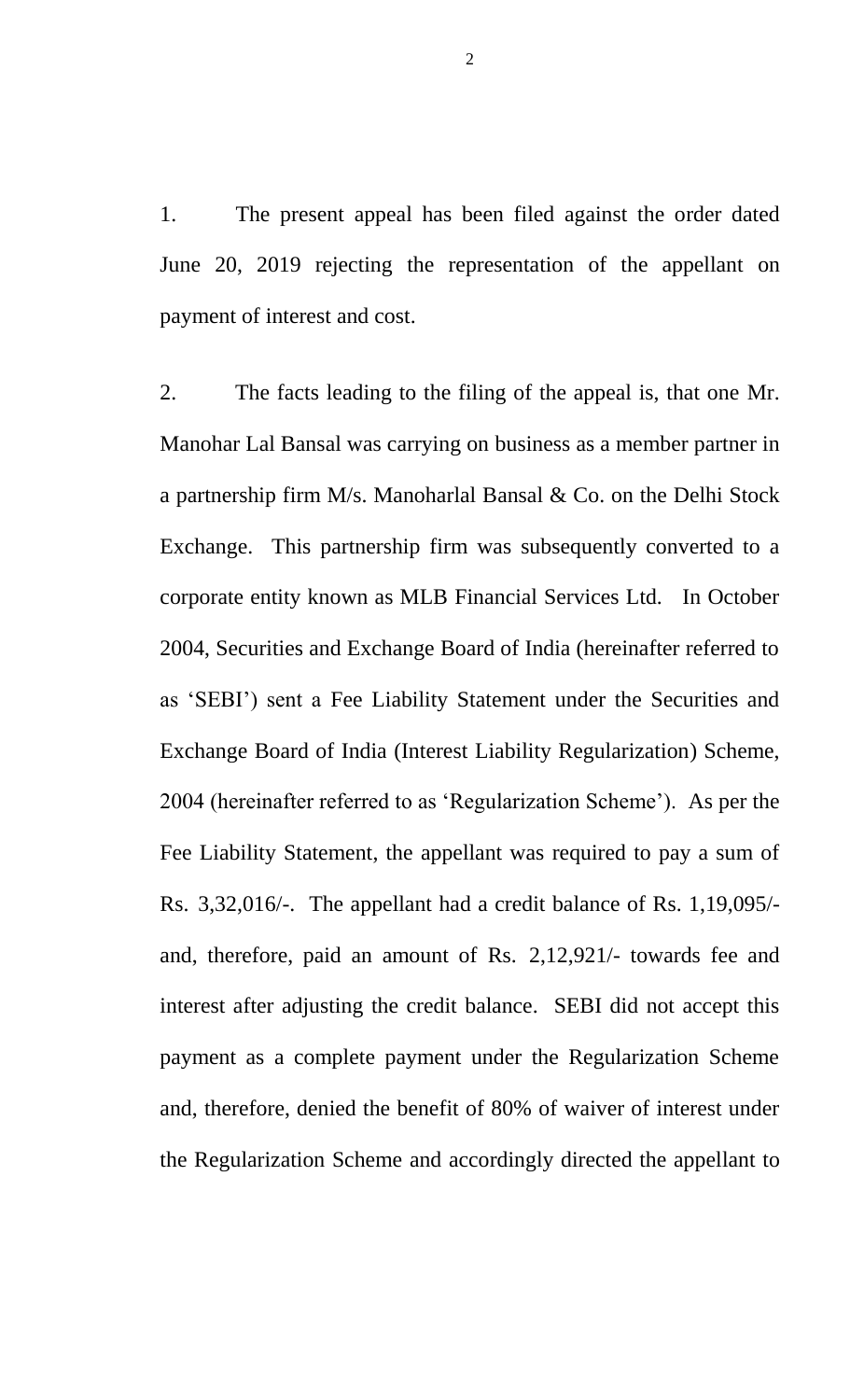1. The present appeal has been filed against the order dated June 20, 2019 rejecting the representation of the appellant on payment of interest and cost.

2. The facts leading to the filing of the appeal is, that one Mr. Manohar Lal Bansal was carrying on business as a member partner in a partnership firm M/s. Manoharlal Bansal & Co. on the Delhi Stock Exchange. This partnership firm was subsequently converted to a corporate entity known as MLB Financial Services Ltd. In October 2004, Securities and Exchange Board of India (hereinafter referred to as 'SEBI') sent a Fee Liability Statement under the Securities and Exchange Board of India (Interest Liability Regularization) Scheme, 2004 (hereinafter referred to as 'Regularization Scheme'). As per the Fee Liability Statement, the appellant was required to pay a sum of Rs. 3,32,016/-. The appellant had a credit balance of Rs. 1,19,095/- and, therefore, paid an amount of Rs. 2,12,921/- towards fee and interest after adjusting the credit balance. SEBI did not accept this payment as a complete payment under the Regularization Scheme and, therefore, denied the benefit of 80% of waiver of interest under the Regularization Scheme and accordingly directed the appellant to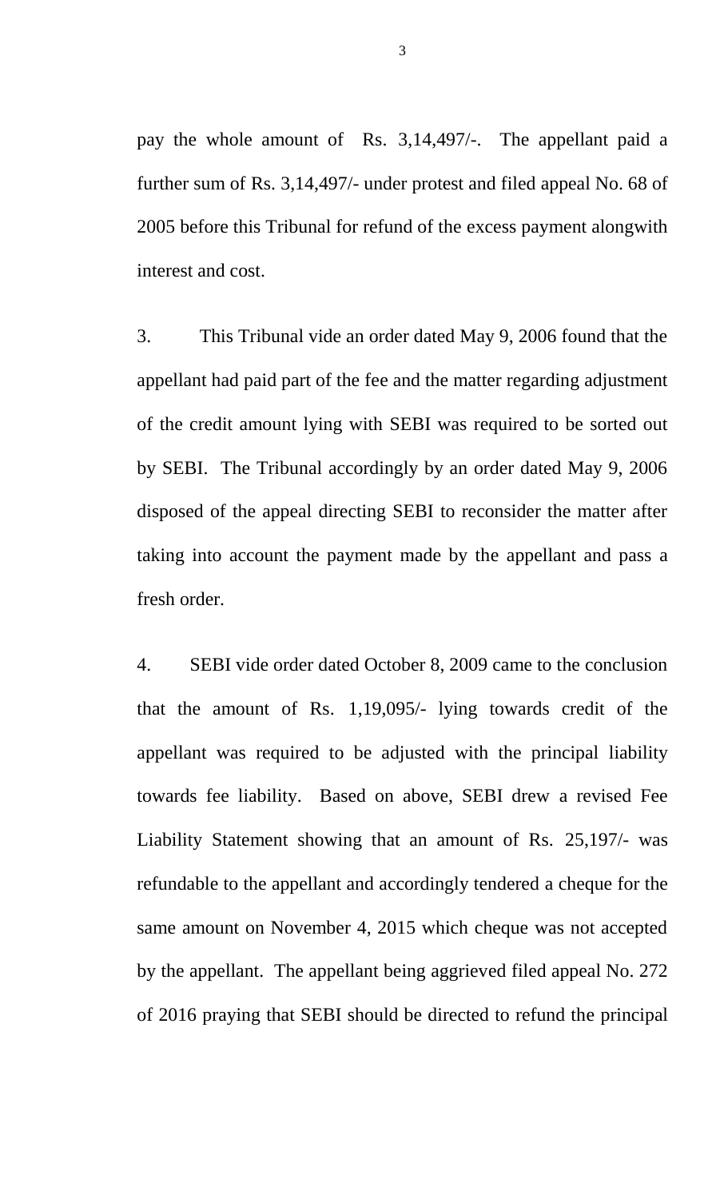pay the whole amount of Rs. 3,14,497/-. The appellant paid a further sum of Rs. 3,14,497/- under protest and filed appeal No. 68 of 2005 before this Tribunal for refund of the excess payment alongwith interest and cost.

3. This Tribunal vide an order dated May 9, 2006 found that the appellant had paid part of the fee and the matter regarding adjustment of the credit amount lying with SEBI was required to be sorted out by SEBI. The Tribunal accordingly by an order dated May 9, 2006 disposed of the appeal directing SEBI to reconsider the matter after taking into account the payment made by the appellant and pass a fresh order.

4. SEBI vide order dated October 8, 2009 came to the conclusion that the amount of Rs. 1,19,095/- lying towards credit of the appellant was required to be adjusted with the principal liability towards fee liability. Based on above, SEBI drew a revised Fee Liability Statement showing that an amount of Rs. 25,197/- was refundable to the appellant and accordingly tendered a cheque for the same amount on November 4, 2015 which cheque was not accepted by the appellant. The appellant being aggrieved filed appeal No. 272 of 2016 praying that SEBI should be directed to refund the principal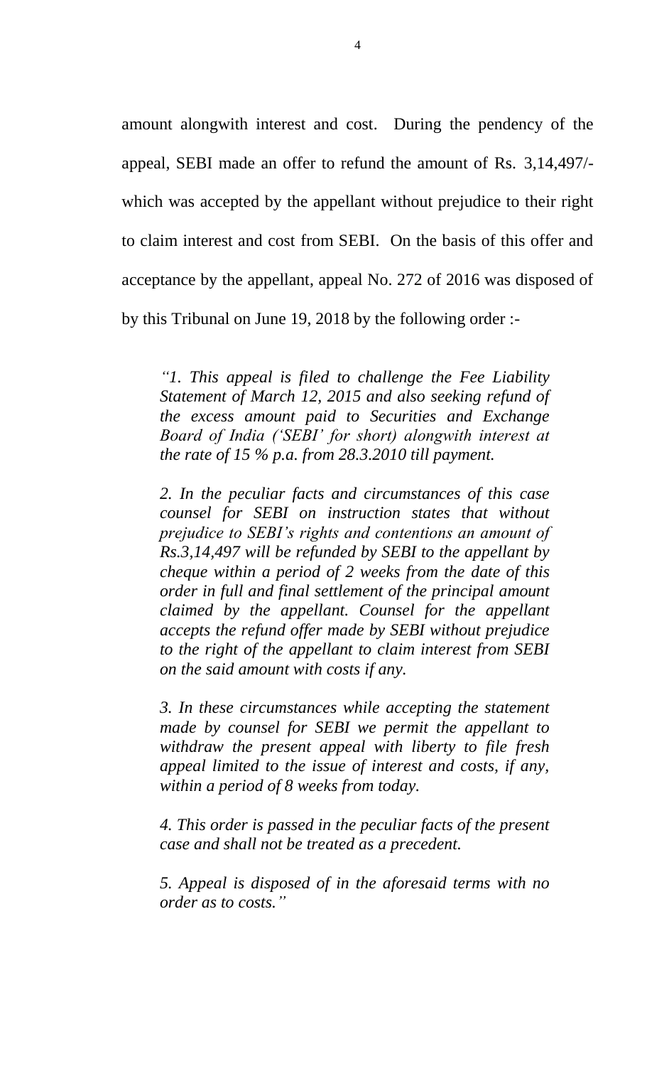amount alongwith interest and cost. During the pendency of the appeal, SEBI made an offer to refund the amount of Rs. 3,14,497/- which was accepted by the appellant without prejudice to their right to claim interest and cost from SEBI. On the basis of this offer and acceptance by the appellant, appeal No. 272 of 2016 was disposed of by this Tribunal on June 19, 2018 by the following order :-

> *"1. This appeal is filed to challenge the Fee Liability Statement of March 12, 2015 and also seeking refund of the excess amount paid to Securities and Exchange Board of India ('SEBI' for short) alongwith interest at the rate of 15 % p.a. from 28.3.2010 till payment.*
>
> *2. In the peculiar facts and circumstances of this case counsel for SEBI on instruction states that without prejudice to SEBI's rights and contentions an amount of Rs.3,14,497 will be refunded by SEBI to the appellant by cheque within a period of 2 weeks from the date of this order in full and final settlement of the principal amount claimed by the appellant. Counsel for the appellant accepts the refund offer made by SEBI without prejudice to the right of the appellant to claim interest from SEBI on the said amount with costs if any.*
>
> *3. In these circumstances while accepting the statement made by counsel for SEBI we permit the appellant to withdraw the present appeal with liberty to file fresh appeal limited to the issue of interest and costs, if any, within a period of 8 weeks from today.*
>
> *4. This order is passed in the peculiar facts of the present case and shall not be treated as a precedent.*
>
> *5. Appeal is disposed of in the aforesaid terms with no order as to costs."*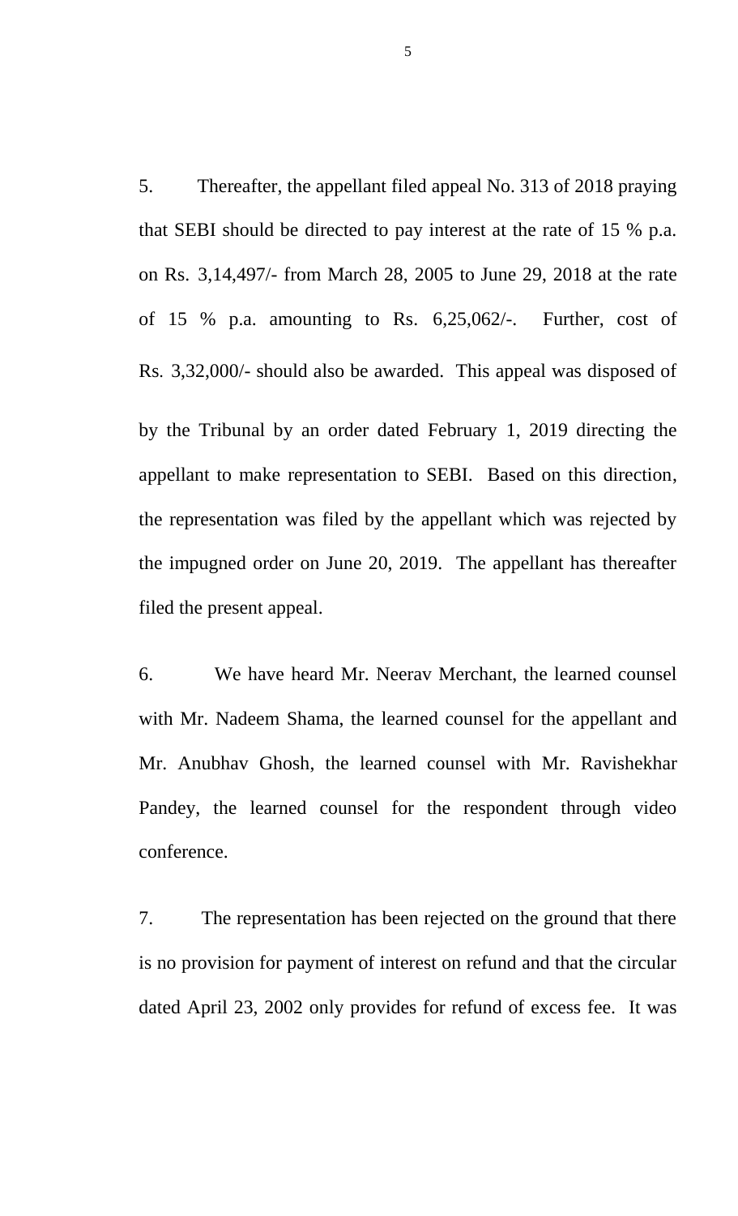5. Thereafter, the appellant filed appeal No. 313 of 2018 praying that SEBI should be directed to pay interest at the rate of 15 % p.a. on Rs. 3,14,497/- from March 28, 2005 to June 29, 2018 at the rate of 15 % p.a. amounting to Rs. 6,25,062/-. Further, cost of Rs. 3,32,000/- should also be awarded. This appeal was disposed of by the Tribunal by an order dated February 1, 2019 directing the appellant to make representation to SEBI. Based on this direction, the representation was filed by the appellant which was rejected by the impugned order on June 20, 2019. The appellant has thereafter filed the present appeal.

6. We have heard Mr. Neerav Merchant, the learned counsel with Mr. Nadeem Shama, the learned counsel for the appellant and Mr. Anubhav Ghosh, the learned counsel with Mr. Ravishekhar Pandey, the learned counsel for the respondent through video conference.

7. The representation has been rejected on the ground that there is no provision for payment of interest on refund and that the circular dated April 23, 2002 only provides for refund of excess fee. It was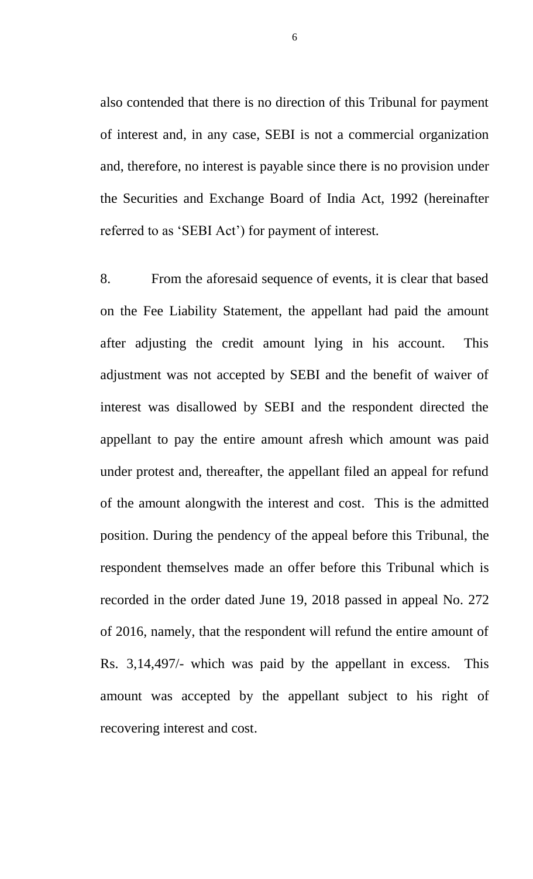also contended that there is no direction of this Tribunal for payment of interest and, in any case, SEBI is not a commercial organization and, therefore, no interest is payable since there is no provision under the Securities and Exchange Board of India Act, 1992 (hereinafter referred to as 'SEBI Act') for payment of interest.

8. From the aforesaid sequence of events, it is clear that based on the Fee Liability Statement, the appellant had paid the amount after adjusting the credit amount lying in his account. This adjustment was not accepted by SEBI and the benefit of waiver of interest was disallowed by SEBI and the respondent directed the appellant to pay the entire amount afresh which amount was paid under protest and, thereafter, the appellant filed an appeal for refund of the amount alongwith the interest and cost. This is the admitted position. During the pendency of the appeal before this Tribunal, the respondent themselves made an offer before this Tribunal which is recorded in the order dated June 19, 2018 passed in appeal No. 272 of 2016, namely, that the respondent will refund the entire amount of Rs. 3,14,497/- which was paid by the appellant in excess. This amount was accepted by the appellant subject to his right of recovering interest and cost.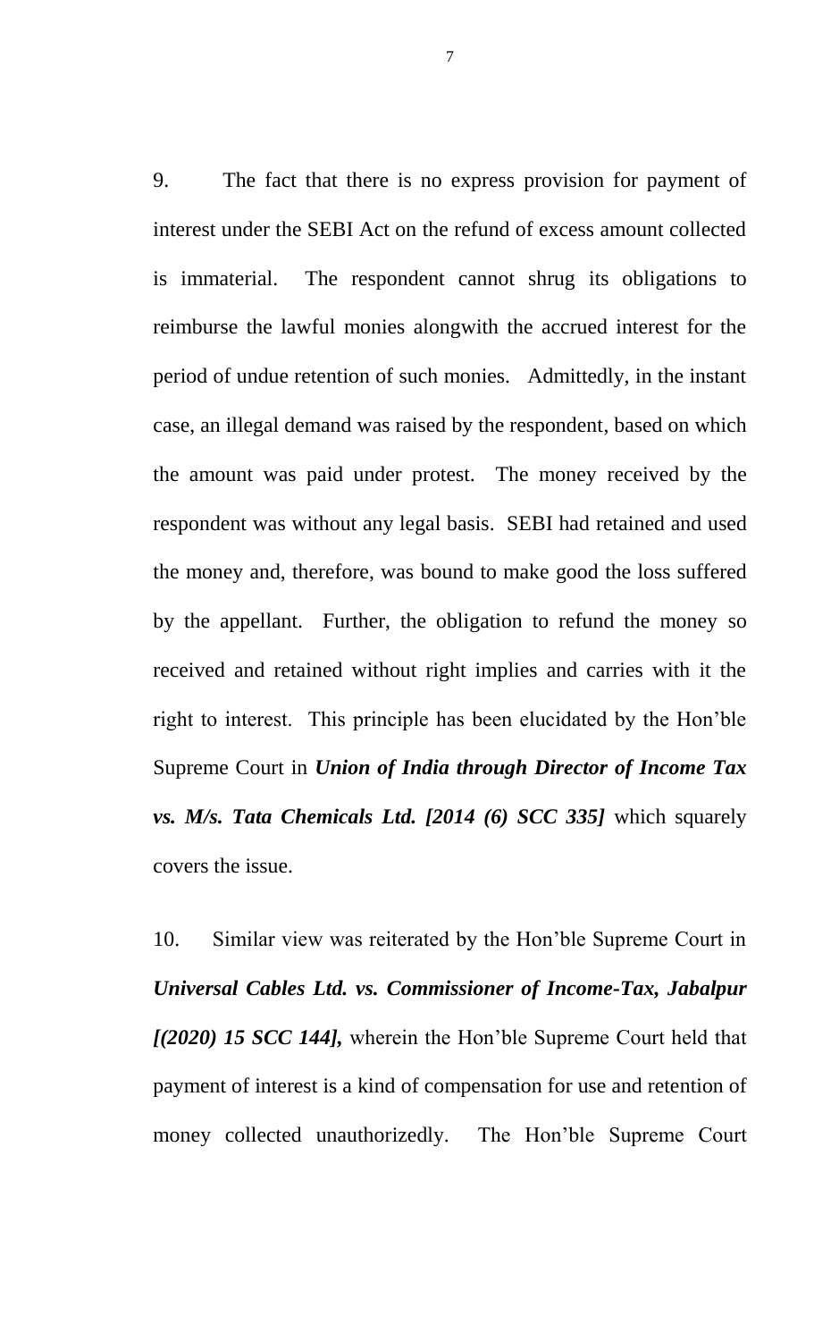9. The fact that there is no express provision for payment of interest under the SEBI Act on the refund of excess amount collected is immaterial. The respondent cannot shrug its obligations to reimburse the lawful monies alongwith the accrued interest for the period of undue retention of such monies. Admittedly, in the instant case, an illegal demand was raised by the respondent, based on which the amount was paid under protest. The money received by the respondent was without any legal basis. SEBI had retained and used the money and, therefore, was bound to make good the loss suffered by the appellant. Further, the obligation to refund the money so received and retained without right implies and carries with it the right to interest. This principle has been elucidated by the Hon'ble Supreme Court in ***Union of India through Director of Income Tax vs. M/s. Tata Chemicals Ltd. [2014 (6) SCC 335]*** which squarely covers the issue.

10. Similar view was reiterated by the Hon'ble Supreme Court in ***Universal Cables Ltd. vs. Commissioner of Income-Tax, Jabalpur [(2020) 15 SCC 144],*** wherein the Hon'ble Supreme Court held that payment of interest is a kind of compensation for use and retention of money collected unauthorizedly. The Hon'ble Supreme Court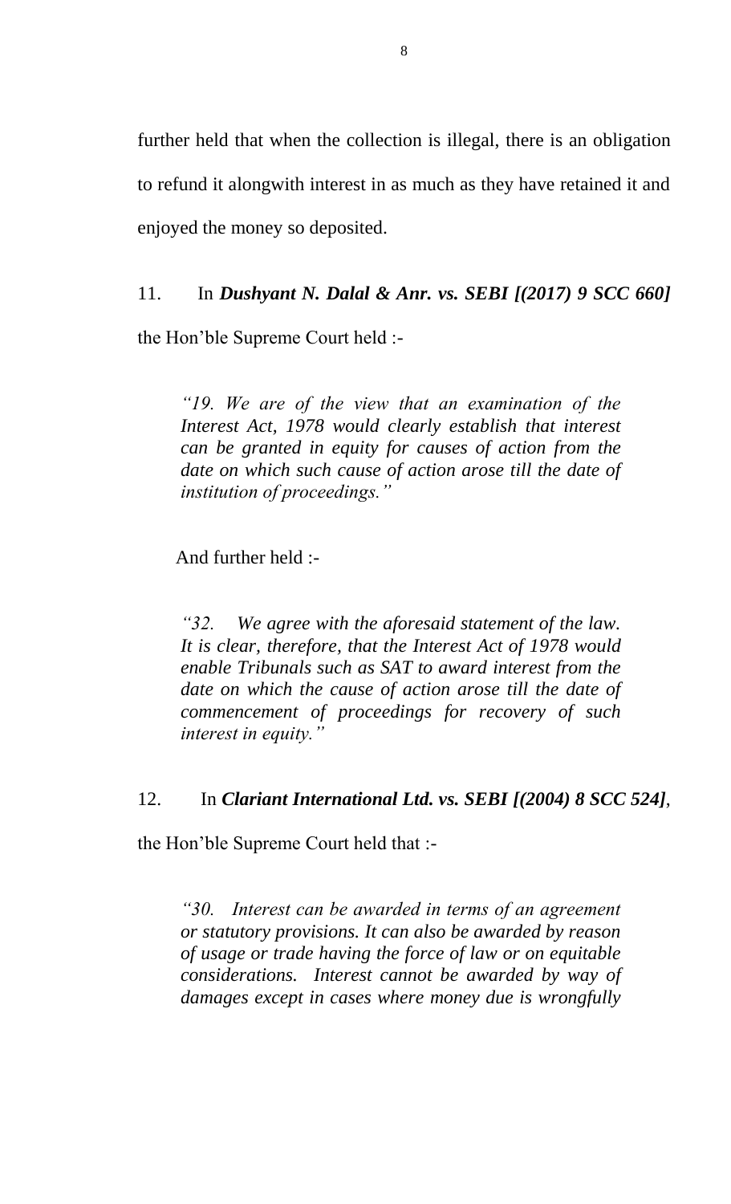further held that when the collection is illegal, there is an obligation to refund it alongwith interest in as much as they have retained it and enjoyed the money so deposited.

11. In ***Dushyant N. Dalal & Anr. vs. SEBI [(2017) 9 SCC 660]*** the Hon'ble Supreme Court held :-

> *"19. We are of the view that an examination of the Interest Act, 1978 would clearly establish that interest can be granted in equity for causes of action from the date on which such cause of action arose till the date of institution of proceedings."*

And further held :-

> *"32. We agree with the aforesaid statement of the law. It is clear, therefore, that the Interest Act of 1978 would enable Tribunals such as SAT to award interest from the date on which the cause of action arose till the date of commencement of proceedings for recovery of such interest in equity."*

12. In ***Clariant International Ltd. vs. SEBI [(2004) 8 SCC 524]***, the Hon'ble Supreme Court held that :-

> *"30. Interest can be awarded in terms of an agreement or statutory provisions. It can also be awarded by reason of usage or trade having the force of law or on equitable considerations. Interest cannot be awarded by way of damages except in cases where money due is wrongfully*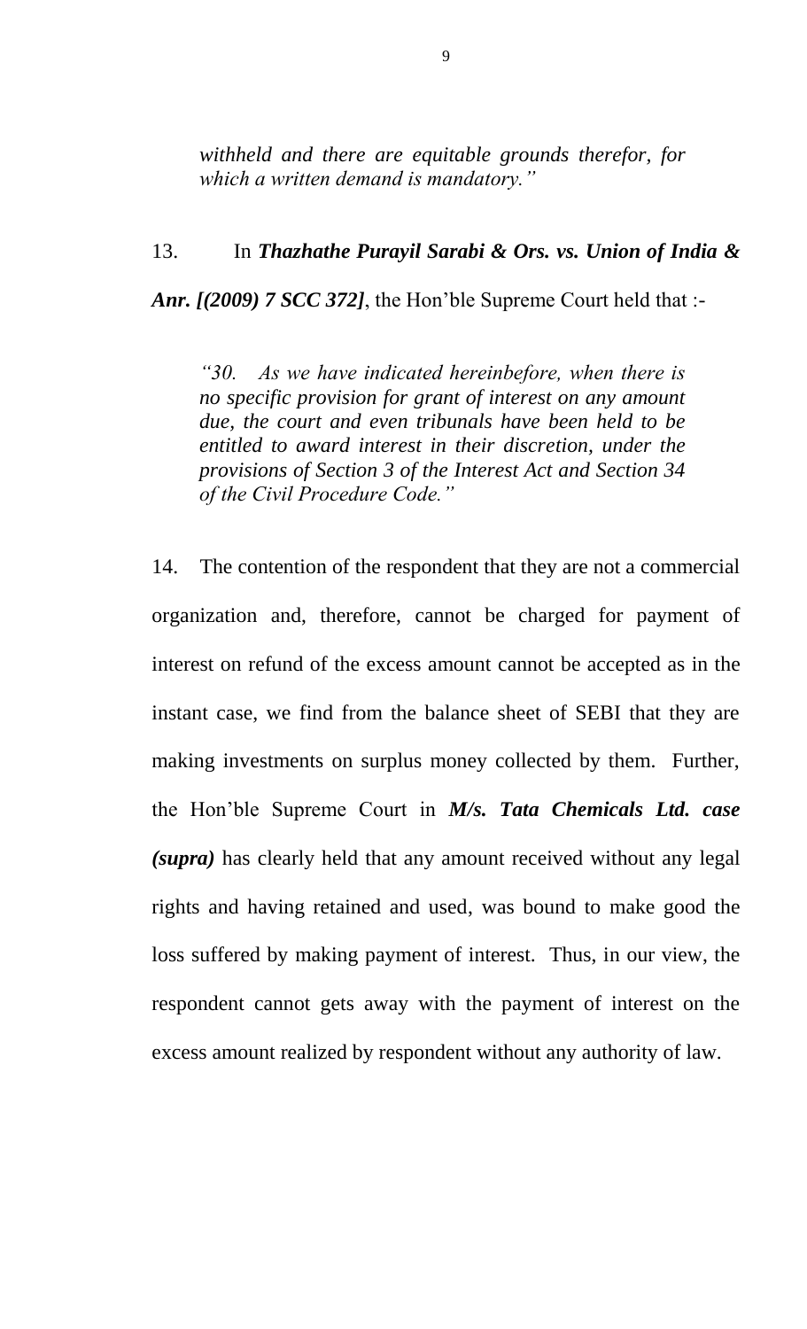> *withheld and there are equitable grounds therefor, for which a written demand is mandatory."*

13. In ***Thazhathe Purayil Sarabi & Ors. vs. Union of India & Anr. [(2009) 7 SCC 372]***, the Hon'ble Supreme Court held that :-

> *"30. As we have indicated hereinbefore, when there is no specific provision for grant of interest on any amount due, the court and even tribunals have been held to be entitled to award interest in their discretion, under the provisions of Section 3 of the Interest Act and Section 34 of the Civil Procedure Code."*

14. The contention of the respondent that they are not a commercial organization and, therefore, cannot be charged for payment of interest on refund of the excess amount cannot be accepted as in the instant case, we find from the balance sheet of SEBI that they are making investments on surplus money collected by them. Further, the Hon'ble Supreme Court in ***M/s. Tata Chemicals Ltd. case (supra)*** has clearly held that any amount received without any legal rights and having retained and used, was bound to make good the loss suffered by making payment of interest. Thus, in our view, the respondent cannot gets away with the payment of interest on the excess amount realized by respondent without any authority of law.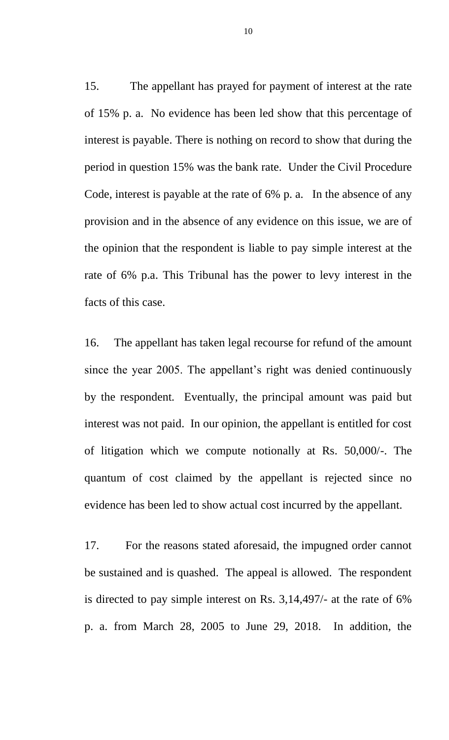15. The appellant has prayed for payment of interest at the rate of 15% p. a. No evidence has been led show that this percentage of interest is payable. There is nothing on record to show that during the period in question 15% was the bank rate. Under the Civil Procedure Code, interest is payable at the rate of 6% p. a. In the absence of any provision and in the absence of any evidence on this issue, we are of the opinion that the respondent is liable to pay simple interest at the rate of 6% p.a. This Tribunal has the power to levy interest in the facts of this case.

16. The appellant has taken legal recourse for refund of the amount since the year 2005. The appellant's right was denied continuously by the respondent. Eventually, the principal amount was paid but interest was not paid. In our opinion, the appellant is entitled for cost of litigation which we compute notionally at Rs. 50,000/-. The quantum of cost claimed by the appellant is rejected since no evidence has been led to show actual cost incurred by the appellant.

17. For the reasons stated aforesaid, the impugned order cannot be sustained and is quashed. The appeal is allowed. The respondent is directed to pay simple interest on Rs. 3,14,497/- at the rate of 6% p. a. from March 28, 2005 to June 29, 2018. In addition, the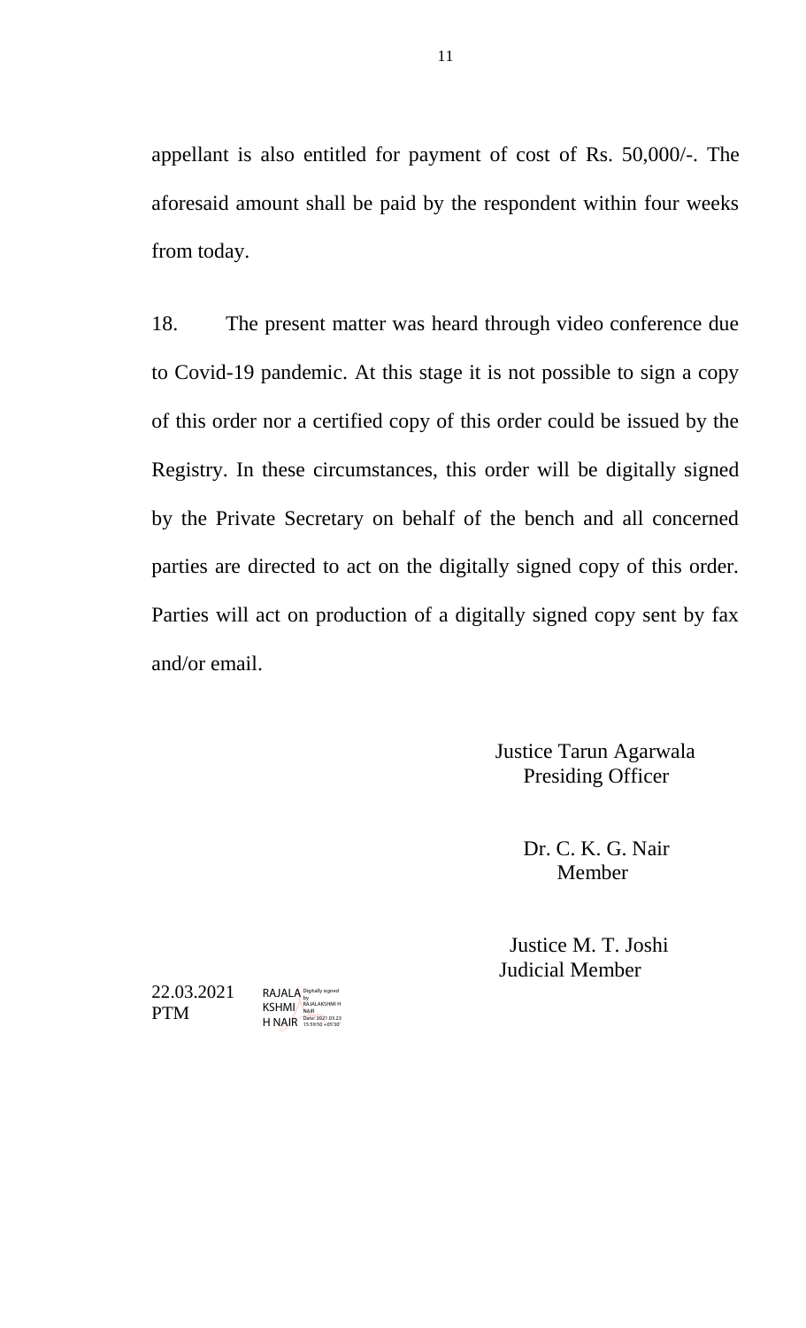appellant is also entitled for payment of cost of Rs. 50,000/-. The aforesaid amount shall be paid by the respondent within four weeks from today.

18. The present matter was heard through video conference due to Covid-19 pandemic. At this stage it is not possible to sign a copy of this order nor a certified copy of this order could be issued by the Registry. In these circumstances, this order will be digitally signed by the Private Secretary on behalf of the bench and all concerned parties are directed to act on the digitally signed copy of this order. Parties will act on production of a digitally signed copy sent by fax and/or email.

Justice Tarun Agarwala
Presiding Officer

Dr. C. K. G. Nair
Member

Justice M. T. Joshi
Judicial Member

22.03.2021
PTM

RAJALAKSHMI H NAIR
Digitally signed by RAJALAKSHMI H NAIR
Date: 2021.03.23 15:59:50 +05'30'